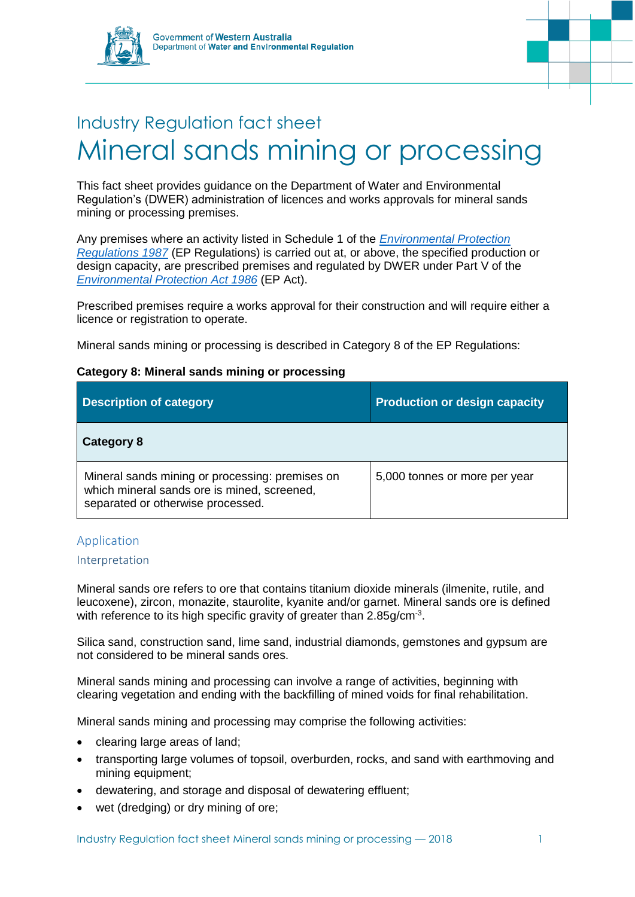Government of Western Australia
Department of Water and Environmental Regulation

## Industry Regulation fact sheet

# Mineral sands mining or processing

This fact sheet provides guidance on the Department of Water and Environmental Regulation's (DWER) administration of licences and works approvals for mineral sands mining or processing premises.

Any premises where an activity listed in Schedule 1 of the *Environmental Protection Regulations 1987* (EP Regulations) is carried out at, or above, the specified production or design capacity, are prescribed premises and regulated by DWER under Part V of the *Environmental Protection Act 1986* (EP Act).

Prescribed premises require a works approval for their construction and will require either a licence or registration to operate.

Mineral sands mining or processing is described in Category 8 of the EP Regulations:

**Category 8: Mineral sands mining or processing**

| Description of category | Production or design capacity |
|---|---|
| **Category 8** | |
| Mineral sands mining or processing: premises on which mineral sands ore is mined, screened, separated or otherwise processed. | 5,000 tonnes or more per year |

## Application

### Interpretation

Mineral sands ore refers to ore that contains titanium dioxide minerals (ilmenite, rutile, and leucoxene), zircon, monazite, staurolite, kyanite and/or garnet. Mineral sands ore is defined with reference to its high specific gravity of greater than 2.85g/cm$^{-3}$.

Silica sand, construction sand, lime sand, industrial diamonds, gemstones and gypsum are not considered to be mineral sands ores.

Mineral sands mining and processing can involve a range of activities, beginning with clearing vegetation and ending with the backfilling of mined voids for final rehabilitation.

Mineral sands mining and processing may comprise the following activities:

- clearing large areas of land;
- transporting large volumes of topsoil, overburden, rocks, and sand with earthmoving and mining equipment;
- dewatering, and storage and disposal of dewatering effluent;
- wet (dredging) or dry mining of ore;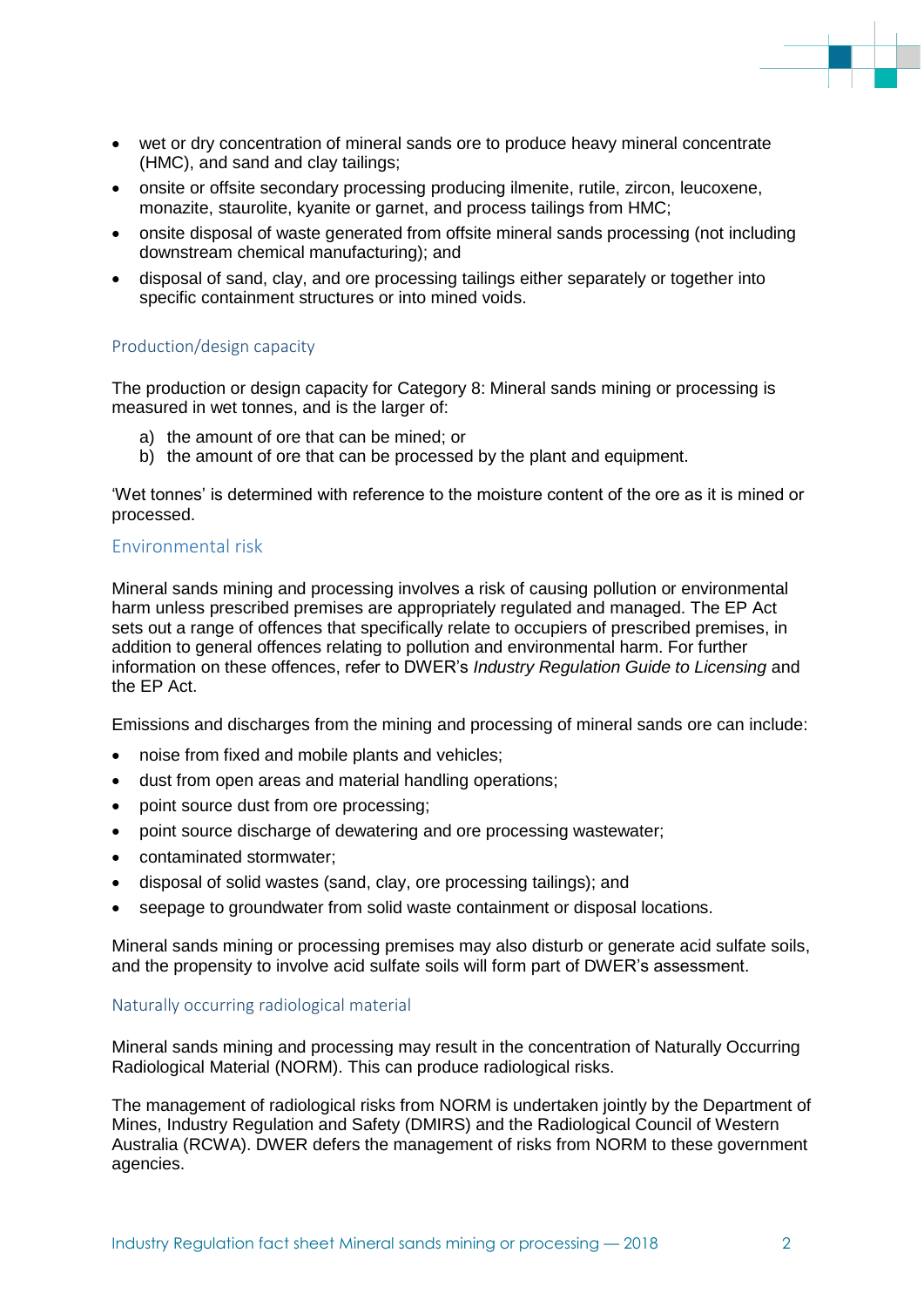- wet or dry concentration of mineral sands ore to produce heavy mineral concentrate (HMC), and sand and clay tailings;
- onsite or offsite secondary processing producing ilmenite, rutile, zircon, leucoxene, monazite, staurolite, kyanite or garnet, and process tailings from HMC;
- onsite disposal of waste generated from offsite mineral sands processing (not including downstream chemical manufacturing); and
- disposal of sand, clay, and ore processing tailings either separately or together into specific containment structures or into mined voids.

### Production/design capacity

The production or design capacity for Category 8: Mineral sands mining or processing is measured in wet tonnes, and is the larger of:

a) the amount of ore that can be mined; or
b) the amount of ore that can be processed by the plant and equipment.

'Wet tonnes' is determined with reference to the moisture content of the ore as it is mined or processed.

## Environmental risk

Mineral sands mining and processing involves a risk of causing pollution or environmental harm unless prescribed premises are appropriately regulated and managed. The EP Act sets out a range of offences that specifically relate to occupiers of prescribed premises, in addition to general offences relating to pollution and environmental harm. For further information on these offences, refer to DWER's *Industry Regulation Guide to Licensing* and the EP Act.

Emissions and discharges from the mining and processing of mineral sands ore can include:

- noise from fixed and mobile plants and vehicles;
- dust from open areas and material handling operations;
- point source dust from ore processing;
- point source discharge of dewatering and ore processing wastewater;
- contaminated stormwater;
- disposal of solid wastes (sand, clay, ore processing tailings); and
- seepage to groundwater from solid waste containment or disposal locations.

Mineral sands mining or processing premises may also disturb or generate acid sulfate soils, and the propensity to involve acid sulfate soils will form part of DWER's assessment.

### Naturally occurring radiological material

Mineral sands mining and processing may result in the concentration of Naturally Occurring Radiological Material (NORM). This can produce radiological risks.

The management of radiological risks from NORM is undertaken jointly by the Department of Mines, Industry Regulation and Safety (DMIRS) and the Radiological Council of Western Australia (RCWA). DWER defers the management of risks from NORM to these government agencies.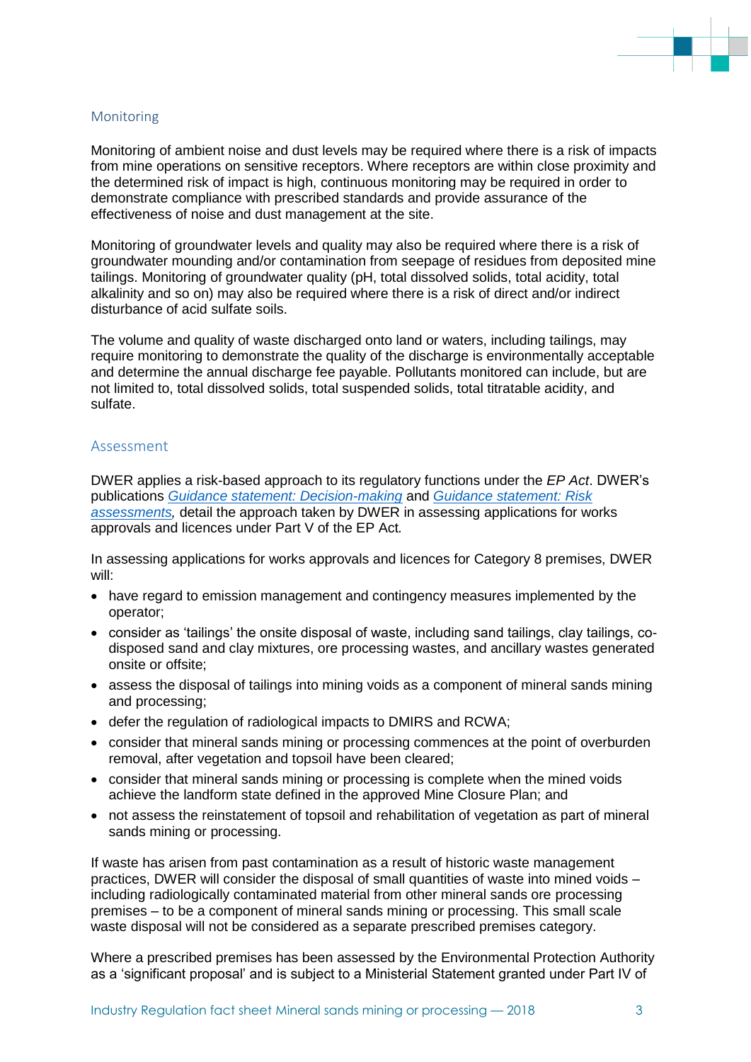## Monitoring

Monitoring of ambient noise and dust levels may be required where there is a risk of impacts from mine operations on sensitive receptors. Where receptors are within close proximity and the determined risk of impact is high, continuous monitoring may be required in order to demonstrate compliance with prescribed standards and provide assurance of the effectiveness of noise and dust management at the site.

Monitoring of groundwater levels and quality may also be required where there is a risk of groundwater mounding and/or contamination from seepage of residues from deposited mine tailings. Monitoring of groundwater quality (pH, total dissolved solids, total acidity, total alkalinity and so on) may also be required where there is a risk of direct and/or indirect disturbance of acid sulfate soils.

The volume and quality of waste discharged onto land or waters, including tailings, may require monitoring to demonstrate the quality of the discharge is environmentally acceptable and determine the annual discharge fee payable. Pollutants monitored can include, but are not limited to, total dissolved solids, total suspended solids, total titratable acidity, and sulfate.

## Assessment

DWER applies a risk-based approach to its regulatory functions under the *EP Act*. DWER's publications *Guidance statement: Decision-making* and *Guidance statement: Risk assessments*, detail the approach taken by DWER in assessing applications for works approvals and licences under Part V of the EP Act.

In assessing applications for works approvals and licences for Category 8 premises, DWER will:

- have regard to emission management and contingency measures implemented by the operator;
- consider as 'tailings' the onsite disposal of waste, including sand tailings, clay tailings, co-disposed sand and clay mixtures, ore processing wastes, and ancillary wastes generated onsite or offsite;
- assess the disposal of tailings into mining voids as a component of mineral sands mining and processing;
- defer the regulation of radiological impacts to DMIRS and RCWA;
- consider that mineral sands mining or processing commences at the point of overburden removal, after vegetation and topsoil have been cleared;
- consider that mineral sands mining or processing is complete when the mined voids achieve the landform state defined in the approved Mine Closure Plan; and
- not assess the reinstatement of topsoil and rehabilitation of vegetation as part of mineral sands mining or processing.

If waste has arisen from past contamination as a result of historic waste management practices, DWER will consider the disposal of small quantities of waste into mined voids – including radiologically contaminated material from other mineral sands ore processing premises – to be a component of mineral sands mining or processing. This small scale waste disposal will not be considered as a separate prescribed premises category.

Where a prescribed premises has been assessed by the Environmental Protection Authority as a 'significant proposal' and is subject to a Ministerial Statement granted under Part IV of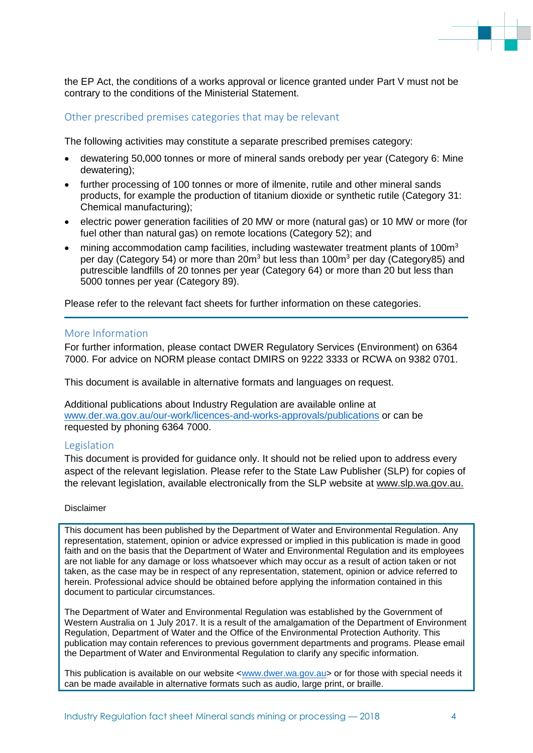the EP Act, the conditions of a works approval or licence granted under Part V must not be contrary to the conditions of the Ministerial Statement.

## Other prescribed premises categories that may be relevant

The following activities may constitute a separate prescribed premises category:

- dewatering 50,000 tonnes or more of mineral sands orebody per year (Category 6: Mine dewatering);
- further processing of 100 tonnes or more of ilmenite, rutile and other mineral sands products, for example the production of titanium dioxide or synthetic rutile (Category 31: Chemical manufacturing);
- electric power generation facilities of 20 MW or more (natural gas) or 10 MW or more (for fuel other than natural gas) on remote locations (Category 52); and
- mining accommodation camp facilities, including wastewater treatment plants of $100m^3$ per day (Category 54) or more than $20m^3$ but less than $100m^3$ per day (Category85) and putrescible landfills of 20 tonnes per year (Category 64) or more than 20 but less than 5000 tonnes per year (Category 89).

Please refer to the relevant fact sheets for further information on these categories.

## More Information

For further information, please contact DWER Regulatory Services (Environment) on 6364 7000. For advice on NORM please contact DMIRS on 9222 3333 or RCWA on 9382 0701.

This document is available in alternative formats and languages on request.

Additional publications about Industry Regulation are available online at www.der.wa.gov.au/our-work/licences-and-works-approvals/publications or can be requested by phoning 6364 7000.

## Legislation

This document is provided for guidance only. It should not be relied upon to address every aspect of the relevant legislation. Please refer to the State Law Publisher (SLP) for copies of the relevant legislation, available electronically from the SLP website at www.slp.wa.gov.au.

Disclaimer

This document has been published by the Department of Water and Environmental Regulation. Any representation, statement, opinion or advice expressed or implied in this publication is made in good faith and on the basis that the Department of Water and Environmental Regulation and its employees are not liable for any damage or loss whatsoever which may occur as a result of action taken or not taken, as the case may be in respect of any representation, statement, opinion or advice referred to herein. Professional advice should be obtained before applying the information contained in this document to particular circumstances.

The Department of Water and Environmental Regulation was established by the Government of Western Australia on 1 July 2017. It is a result of the amalgamation of the Department of Environment Regulation, Department of Water and the Office of the Environmental Protection Authority. This publication may contain references to previous government departments and programs. Please email the Department of Water and Environmental Regulation to clarify any specific information.

This publication is available on our website <www.dwer.wa.gov.au> or for those with special needs it can be made available in alternative formats such as audio, large print, or braille.